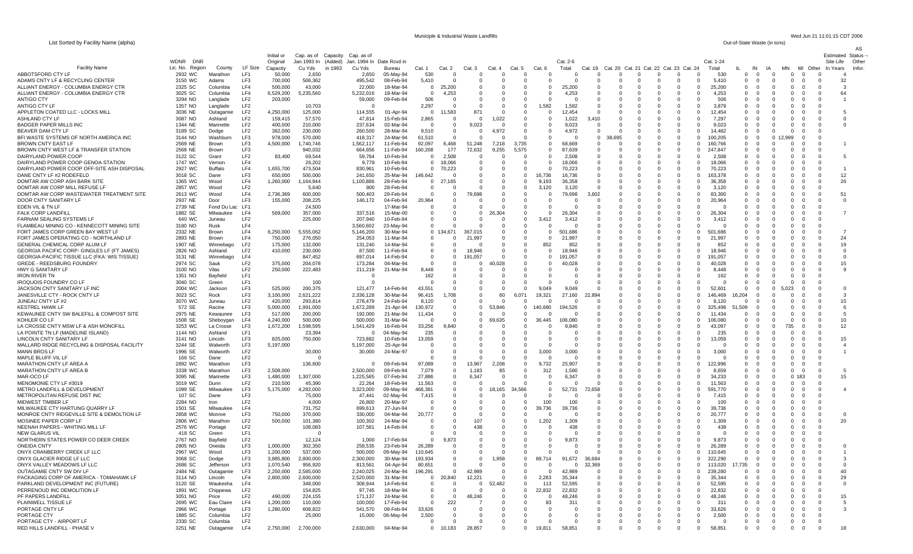List Sorted by Facility Name (alpha)

Municipile & Industrial Waste Landfills

Wed Jun 21 11:01:15 CDT 2006

| Facility Name | WDNR Lic. No. | DNR Region | County | LF Size | Initial or Original Capacity | Cap. as of Jan.1993 In Cu Yds | Capacity (Added) in 1993 | Cap. as of Jan. 1994 In Cu Yds | Date Rcvd in Bureau | Cat. 1 | Cat. 2 | Cat. 3 | Cat. 4 | Cat. 5 | Cat. 6 | Cat. 2-6 Total | Cat. 19 | Cat. 20 | Cat. 21 | Cat. 22 | Cat. 23 | Cat. 24 | Cat. 1-24 Total | Out-of-State Waste (in tons) IL | IN | IA | MN | MI | Other | Estimated Site Life In Years | AS Status -- Other Infor. |
|---|---|---|---|---|---|---|---|---|---|---|---|---|---|---|---|---|---|---|---|---|---|---|---|---|---|---|---|---|---|---|---|
| ABBOTSFORD CTY LF | 2932 | WC | Marathon | LF1 | 50,000 | 2,650 | | 2,650 | 05-May-94 | 530 | 0 | 0 | 0 | 0 | 0 | 0 | 0 | 0 | 0 | 0 | 0 | 0 | 530 | 0 | 0 | 0 | 0 | 0 | 0 | 4 | |
| ADAMS CNTY LF & RECYCLING CENTER | 3150 | WC | Adams | LF3 | 700,000 | 506,362 | | 495,542 | 08-Feb-94 | 5,410 | 0 | 0 | 0 | 0 | 0 | 0 | 0 | 0 | 0 | 0 | 0 | 0 | 5,410 | 0 | 0 | 0 | 0 | 0 | 0 | 32 | |
| ALLIANT ENERGY - COLUMBIA ENERGY CTR | 2325 | SC | Columbia | LF4 | 500,000 | 43,000 | | 22,000 | 18-Mar-94 | 0 | 25,200 | 0 | 0 | 0 | 0 | 25,200 | 0 | 0 | 0 | 0 | 0 | 0 | 25,200 | 0 | 0 | 0 | 0 | 0 | 0 | 3 | |
| ALLIANT ENERGY - COLUMBIA ENERGY CTR | 3025 | SC | Columbia | LF4 | 6,529,200 | 5,235,560 | | 5,232,016 | 18-Mar-94 | 0 | 4,253 | 0 | 0 | 0 | 0 | 4,253 | 0 | 0 | 0 | 0 | 0 | 0 | 4,253 | 0 | 0 | 0 | 0 | 0 | 0 | 64 | |
| ANTIGO CTY | 3294 | NO | Langlade | LF2 | 203,000 | | | 59,000 | 09-Feb-94 | 506 | 0 | 0 | 0 | 0 | 0 | 0 | 0 | 0 | 0 | 0 | 0 | 0 | 506 | 0 | 0 | 0 | 0 | 0 | 0 | 1 | |
| ANTIGO CTY LF | 1357 | NO | Langlade | LF2 | | 10,703 | | 0 | | 2,297 | 0 | 0 | 0 | 0 | 1,582 | 1,582 | 0 | 0 | 0 | 0 | 0 | 0 | 3,879 | 0 | 0 | 0 | 0 | 0 | 0 | | |
| APPLETON COATED LLC - LOCKS MILL | 3036 | NE | Outagamie | LF2 | 4,250,000 | 125,000 | | 114,555 | 01-Apr-94 | 0 | 11,583 | 871 | 0 | 0 | 0 | 12,454 | 0 | 0 | 0 | 0 | 0 | 0 | 12,454 | 0 | 0 | 0 | 0 | 0 | 0 | 5 | |
| ASHLAND CTY LF | 3087 | NO | Ashland | LF2 | 159,415 | 57,570 | | 47,814 | 15-Feb-94 | 2,865 | 0 | 0 | 1,022 | 0 | 0 | 1,022 | 3,410 | 0 | 0 | 0 | 0 | 0 | 7,297 | 0 | 0 | 0 | 0 | 0 | 0 | 0 | |
| BADGER PAPER MILLS INC | 1344 | NE | Marinette | LF2 | 400,000 | 210,000 | | 237,634 | 02-Mar-94 | 0 | 0 | 9,023 | 0 | 0 | 0 | 9,023 | 0 | 0 | 0 | 0 | 0 | 0 | 9,023 | 0 | 0 | 0 | 0 | 0 | 0 | 0 | |
| BEAVER DAM CTY LF | 3189 | SC | Dodge | LF2 | 382,000 | 230,000 | | 260,500 | 28-Mar-94 | 9,510 | 0 | 0 | 4,972 | 0 | 0 | 4,972 | 0 | 0 | 0 | 0 | 0 | 0 | 14,482 | 0 | 0 | 0 | 0 | 0 | 0 | | |
| BFI WASTE SYSTEMS OF NORTH AMERICA INC | 3144 | NO | Washburn | LF3 | 978,000 | 570,000 | | 418,317 | 24-Mar-94 | 61,510 | 0 | 0 | 0 | 0 | 0 | 0 | 38,695 | 0 | 0 | 0 | 0 | 0 | 100,205 | 0 | 0 | 0 | 12,999 | 0 | 0 | | |
| BROWN CNTY EAST LF | 2569 | NE | Brown | LF3 | 4,500,000 | 1,740,746 | | 1,562,117 | 11-Feb-94 | 92,097 | 6,468 | 51,248 | 7,218 | 3,735 | 0 | 68,669 | 0 | 0 | 0 | 0 | 0 | 0 | 160,766 | 0 | 0 | 0 | 0 | 0 | 0 | 1 | |
| BROWN CNTY WEST LF & TRANSFER STATION | 2568 | NE | Brown | LF3 | | 940,032 | | 664,656 | 11-Feb-94 | 160,208 | 177 | 72,632 | 9,255 | 5,575 | 0 | 87,639 | 0 | 0 | 0 | 0 | 0 | 0 | 247,847 | 0 | 0 | 0 | 0 | 0 | 0 | | |
| DAIRYLAND POWER COOP | 3122 | SC | Grant | LF2 | 83,400 | 69,544 | | 59,764 | 10-Feb-94 | 0 | 2,508 | 0 | 0 | 0 | 0 | 2,508 | 0 | 0 | 0 | 0 | 0 | 0 | 2,508 | 0 | 0 | 0 | 0 | 0 | 0 | 5 | |
| DAIRYLAND POWER COOP GENOA STATION | 1747 | WC | Vernon | LF4 | | 26,202 | | 9,778 | 10-Feb-94 | 0 | 18,066 | 0 | 0 | 0 | 0 | 18,066 | 0 | 0 | 0 | 0 | 0 | 0 | 18,066 | 0 | 0 | 0 | 0 | 0 | 0 | | |
| DAIRYLAND POWER COOP OFF-SITE ASH DISPOSAL | 2927 | WC | Buffalo | LF4 | 1,655,700 | 473,504 | | 830,961 | 10-Feb-94 | 0 | 70,223 | 0 | 0 | 0 | 0 | 70,223 | 0 | 0 | 0 | 0 | 0 | 0 | 70,223 | 0 | 0 | 0 | 0 | 0 | 0 | 1 | |
| DANE CNTY LF #2 RODEFELD | 3018 | SC | Dane | LF3 | 650,000 | 500,000 | | 241,650 | 25-Mar-94 | 146,642 | 0 | 0 | 0 | 0 | 16,736 | 16,736 | 0 | 0 | 0 | 0 | 0 | 0 | 163,378 | 0 | 0 | 0 | 0 | 0 | 0 | 12 | |
| DOMTAR AW CORP ASH BARK SITE | 1365 | WC | Wood | LF4 | 1,260,000 | 1,164,944 | | 1,100,886 | 28-Feb-94 | 0 | 27,165 | 0 | 0 | 0 | 9,193 | 36,358 | 0 | 0 | 0 | 0 | 0 | 0 | 36,358 | 0 | 0 | 0 | 0 | 0 | 0 | 26 | |
| DOMTAR AW CORP MILL REFUSE LF | 2857 | WC | Wood | LF2 | | 5,640 | | 800 | 28-Feb-94 | 0 | 0 | 0 | 0 | 0 | 3,120 | 3,120 | 0 | 0 | 0 | 0 | 0 | 0 | 3,120 | 0 | 0 | 0 | 0 | 0 | 0 | | |
| DOMTAR AW CORP WASTEWATER TREATMENT SITE | 2613 | WC | Wood | LF4 | 2,736,369 | 600,000 | | 500,403 | 28-Feb-94 | 0 | 0 | 79,698 | 0 | 0 | 0 | 79,698 | 3,602 | 0 | 0 | 0 | 0 | 0 | 83,300 | 0 | 0 | 0 | 0 | 0 | 0 | 51 | |
| DOOR CNTY SANITARY LF | 2937 | NE | Door | LF3 | 155,000 | 208,225 | | 146,172 | 04-Feb-94 | 20,964 | 0 | 0 | 0 | 0 | 0 | 0 | 0 | 0 | 0 | 0 | 0 | 0 | 20,964 | 0 | 0 | 0 | 0 | 0 | 0 | 0 | |
| EDEN VIL & TN LF | 2739 | NE | Fond Du Lac | LF1 | | 24,500 | | | 17-Mar-94 | 0 | 0 | 0 | 0 | 0 | 0 | 0 | 0 | 0 | 0 | 0 | 0 | 0 | 0 | 0 | 0 | 0 | 0 | 0 | 0 | | |
| FALK CORP LANDFILL | 1882 | SE | Milwaukee | LF4 | 569,000 | 357,000 | | 337,516 | 15-Mar-00 | 0 | 0 | 0 | 26,304 | 0 | 0 | 26,304 | 0 | 0 | 0 | 0 | 0 | 0 | 26,304 | 0 | 0 | 0 | 0 | 0 | 0 | 7 | |
| FARNAM SEALING SYSTEMS LF | 640 | WC | Juneau | LF2 | | 225,000 | | 207,940 | 10-Feb-94 | 0 | 0 | 0 | 0 | 0 | 3,412 | 3,412 | 0 | 0 | 0 | 0 | 0 | 0 | 3,412 | 0 | 0 | 0 | 0 | 0 | 0 | | |
| FLAMBEAU MINING CO - KENNECOTT MINING SITE | 3180 | NO | Rusk | LF4 | | | | 3,560,602 | 23-May-94 | 0 | 0 | 0 | 0 | 0 | 0 | 0 | 0 | 0 | 0 | 0 | 0 | 0 | 0 | 0 | 0 | 0 | 0 | 0 | 0 | | |
| FORT JAMES CORP GREEN BAY WEST LF | 2332 | NE | Brown | LF4 | 6,250,000 | 5,555,062 | | 5,146,200 | 30-Mar-94 | 0 | 134,671 | 367,015 | 0 | 0 | 0 | 501,686 | 0 | 0 | 0 | 0 | 0 | 0 | 501,686 | 0 | 0 | 0 | 0 | 0 | 0 | 7 | |
| FORT JAMES OPERATING CO - NORTHLAND LF | 2893 | NE | Brown | LF4 | 750,000 | 276,050 | | 254,053 | 11-Mar-94 | 0 | 0 | 21,997 | 0 | 0 | 0 | 21,997 | 0 | 0 | 0 | 0 | 0 | 0 | 21,997 | 0 | 0 | 0 | 0 | 0 | 0 | 24 | |
| GENERAL CHEMICAL CORP ALUM LF | 1907 | NE | Winnebago | LF2 | 175,000 | 132,000 | | 131,240 | 14-Mar-94 | 0 | 0 | 0 | 0 | 0 | 852 | 852 | 0 | 0 | 0 | 0 | 0 | 0 | 852 | 0 | 0 | 0 | 0 | 0 | 0 | 19 | |
| GEORGIA PACIFIC CORP- GINGLES LF (FT JAMES) | 2826 | NO | Ashland | LF2 | 410,000 | 230,000 | | 87,500 | 11-Feb-94 | 0 | 0 | 18,946 | 0 | 0 | 0 | 18,946 | 0 | 0 | 0 | 0 | 0 | 0 | 18,946 | 0 | 0 | 0 | 0 | 0 | 0 | 0 | |
| GEORGIA-PACIFIC TISSUE LLC (FKA: WIS TISSUE) | 3131 | NE | Winnebago | LF4 | | 847,452 | | 697,014 | 14-Feb-94 | 0 | 0 | 191,057 | 0 | 0 | 0 | 191,057 | 0 | 0 | 0 | 0 | 0 | 0 | 191,057 | 0 | 0 | 0 | 0 | 0 | 0 | 0 | |
| GREDE - REEDSBURG FOUNDRY | 2974 | SC | Sauk | LF2 | 375,000 | 204,078 | | 173,284 | 04-Mar-94 | 0 | 0 | 0 | 40,028 | 0 | 0 | 40,028 | 0 | 0 | 0 | 0 | 0 | 0 | 40,028 | 0 | 0 | 0 | 0 | 0 | 0 | 15 | |
| HWY G SANITARY LF | 3100 | NO | Vilas | LF2 | 250,000 | 222,483 | | 211,219 | 21-Mar-94 | 8,448 | 0 | 0 | 0 | 0 | 0 | 0 | 0 | 0 | 0 | 0 | 0 | 0 | 8,448 | 0 | 0 | 0 | 0 | 0 | 0 | 9 | |
| IRON RIVER TN | 1351 | NO | Bayfield | LF1 | | | | 0 | | 162 | 0 | 0 | 0 | 0 | 0 | 0 | 0 | 0 | 0 | 0 | 0 | 0 | 162 | 0 | 0 | 0 | 0 | 0 | 0 | | |
| IROQUOIS FOUNDRY CO LF | 3040 | SC | Green | LF1 | | 100 | | 0 | | 0 | 0 | 0 | 0 | 0 | 0 | 0 | 0 | 0 | 0 | 0 | 0 | 0 | 0 | 0 | 0 | 0 | 0 | 0 | 0 | | |
| JACKSON CNTY SANITARY LF INC | 2004 | WC | Jackson | LF3 | 525,000 | 200,375 | | 121,477 | 14-Feb-94 | 43,551 | 0 | 0 | 0 | 0 | 9,049 | 9,049 | 0 | 0 | 0 | 0 | 0 | 0 | 52,601 | 0 | 0 | 0 | 5,023 | 0 | 0 | | |
| JANESVILLE CTY - ROCK CNTY LF | 3023 | SC | Rock | LF3 | 3,100,000 | 2,621,222 | | 2,336,128 | 30-Mar-94 | 96,415 | 1,708 | 0 | 60 | 6,071 | 19,321 | 27,160 | 22,894 | 0 | 0 | 0 | 0 | 0 | 146,469 | 16,204 | 0 | 0 | 0 | 0 | 0 | 3 | |
| JUNEAU CNTY LF #2 | 3070 | WC | Juneau | LF2 | 420,000 | 293,814 | | 278,479 | 24-Feb-94 | 8,120 | 0 | 0 | 0 | 0 | 0 | 0 | 0 | 0 | 0 | 0 | 0 | 0 | 8,120 | 0 | 0 | 0 | 0 | 0 | 0 | 15 | |
| KESTREL HAWK LF | 572 | SE | Racine | LF3 | 5,000,000 | 1,991,000 | | 1,672,289 | 21-Apr-94 | 130,972 | 0 | 0 | 53,846 | 0 | 140,680 | 194,526 | 0 | 0 | 0 | 0 | 0 | 0 | 325,498 | 51,509 | 0 | 0 | 0 | 0 | 0 | 6 | |
| KEWAUNEE CNTY SW BALEFILL & COMPOST SITE | 2975 | NE | Kewaunee | LF3 | 517,000 | 200,000 | | 192,000 | 21-Mar-94 | 11,434 | 0 | 0 | 0 | 0 | 0 | 0 | 0 | 0 | 0 | 0 | 0 | 0 | 11,434 | 0 | 0 | 0 | 0 | 0 | 0 | 5 | |
| KOHLER CO LF | 1508 | SE | Sheboygan | LF4 | 4,240,000 | 500,000 | | 500,000 | 31-Mar-94 | 0 | 0 | 0 | 69,635 | 0 | 36,445 | 106,080 | 0 | 0 | 0 | 0 | 0 | 0 | 106,080 | 0 | 0 | 0 | 0 | 0 | 0 | 10 | |
| LA CROSSE CNTY MSW LF & ASH MONOFILL | 3253 | WC | La Crosse | LF3 | 1,672,200 | 1,598,595 | | 1,541,429 | 16-Feb-94 | 33,256 | 9,840 | 0 | 0 | 0 | 0 | 9,840 | 0 | 0 | 0 | 0 | 0 | 0 | 43,097 | 0 | 0 | 0 | 735 | 0 | 0 | 12 | |
| LA POINTE TN LF (MADELINE ISLAND) | 1144 | NO | Ashland | LF1 | | 23,394 | | 0 | 04-May-94 | 235 | 0 | 0 | 0 | 0 | 0 | 0 | 0 | 0 | 0 | 0 | 0 | 0 | 235 | 0 | 0 | 0 | 0 | 0 | 0 | | |
| LINCOLN CNTY SANITARY LF | 3141 | NO | Lincoln | LF3 | 825,000 | 750,000 | | 723,882 | 10-Feb-94 | 13,059 | 0 | 0 | 0 | 0 | 0 | 0 | 0 | 0 | 0 | 0 | 0 | 0 | 13,059 | 0 | 0 | 0 | 0 | 0 | 0 | 15 | |
| MALLARD RIDGE RECYCLING & DISPOSAL FACILITY | 3244 | SE | Walworth | LF3 | 5,197,000 | | | 5,197,000 | 25-Apr-94 | 0 | 0 | 0 | 0 | 0 | 0 | 0 | 0 | 0 | 0 | 0 | 0 | 0 | 0 | 0 | 0 | 0 | 0 | 0 | 0 | 4 | |
| MANN BROS LF | 1996 | SE | Walworth | LF2 | | 30,000 | | 30,000 | 24-Mar-97 | 0 | 0 | 0 | 0 | 0 | 3,000 | 3,000 | 0 | 0 | 0 | 0 | 0 | 0 | 3,000 | 0 | 0 | 0 | 0 | 0 | 0 | 1 | |
| MAPLE BLUFF VIL LF | 166 | SC | Dane | LF2 | | 0 | | | | 0 | 0 | 0 | 0 | 0 | 0 | 0 | 0 | 0 | 0 | 0 | 0 | 0 | 0 | 0 | 0 | 0 | 0 | 0 | 0 | | |
| MARATHON CNTY LF AREA A | 2892 | WC | Marathon | LF3 | | 136,600 | | 0 | 09-Feb-94 | 97,089 | 0 | 13,967 | 2,208 | 0 | 9,732 | 25,907 | 0 | 0 | 0 | 0 | 0 | 0 | 122,996 | 0 | 0 | 0 | 0 | 0 | 0 | | |
| MARATHON CNTY LF AREA B | 3338 | WC | Marathon | LF3 | 2,508,000 | | | 2,500,000 | 09-Feb-94 | 7,079 | 0 | 1,183 | 85 | 0 | 312 | 1,580 | 0 | 0 | 0 | 0 | 0 | 0 | 8,659 | 0 | 0 | 0 | 0 | 0 | 0 | 5 | |
| MAR-OCO LF | 3095 | NE | Marinette | LF3 | 1,480,000 | 1,307,000 | | 1,225,585 | 07-Feb-94 | 27,886 | 0 | 6,347 | 0 | 0 | 0 | 6,347 | 0 | 0 | 0 | 0 | 0 | 0 | 34,233 | 0 | 0 | 0 | 0 | 183 | 0 | 15 | |
| MENOMONIE CTY LF #3019 | 3019 | WC | Dunn | LF2 | 210,500 | 45,390 | | 22,264 | 18-Feb-94 | 11,563 | 0 | 0 | 0 | 0 | 0 | 0 | 0 | 0 | 0 | 0 | 0 | 0 | 11,563 | 0 | 0 | 0 | 0 | 0 | 0 | | |
| METRO LANDFILL & DEVELOPMENT | 1099 | SE | Milwaukee | LF3 | 5,175,000 | 4,282,000 | | 3,323,000 | 09-May-94 | 466,381 | 0 | 0 | 18,165 | 34,566 | 0 | 52,731 | 72,658 | 0 | 0 | 0 | 0 | 0 | 591,770 | 0 | 0 | 0 | 0 | 0 | 0 | 4 | |
| METROPOLITAN REFUSE DIST INC | 107 | SC | Dane | LF3 | | 75,000 | | 47,441 | 02-May-94 | 7,415 | 0 | 0 | 0 | 0 | 0 | 0 | 0 | 0 | 0 | 0 | 0 | 0 | 7,415 | 0 | 0 | 0 | 0 | 0 | 0 | | |
| MIDWEST TIMBER LF | 2284 | NO | Iron | LF2 | | 4,000 | | 26,800 | 20-Mar-97 | 0 | 0 | 0 | 0 | 0 | 100 | 100 | 0 | 0 | 0 | 0 | 0 | 0 | 100 | 0 | 0 | 0 | 0 | 0 | 0 | | |
| MILWAUKEE CTY HARTUNG QUARRY LF | 1501 | SE | Milwaukee | LF4 | | 731,752 | | 699,613 | 27-Jun-94 | 0 | 0 | 0 | 0 | 0 | 39,736 | 39,736 | 0 | 0 | 0 | 0 | 0 | 0 | 39,736 | 0 | 0 | 0 | 0 | 0 | 0 | | |
| MONROE CNTY RIDGEVILLE SITE & DEMOLTION LF | 2858 | WC | Monroe | LF3 | 750,000 | 370,000 | | 330,000 | 04-Mar-94 | 20,777 | 0 | 0 | 0 | 0 | 0 | 0 | 0 | 0 | 0 | 0 | 0 | 0 | 20,777 | 0 | 0 | 0 | 0 | 0 | 0 | 0 | |
| MOSINEE PAPER CORP LF | 2806 | WC | Marathon | LF2 | 500,000 | 101,380 | | 100,302 | 24-Mar-94 | 0 | 0 | 107 | 0 | 0 | 1,202 | 1,309 | 0 | 0 | 0 | 0 | 0 | 0 | 1,309 | 0 | 0 | 0 | 0 | 0 | 0 | 20 | |
| NEENAH PAPERS - WHITING MILL LF | 2576 | WC | Portage | LF2 | | 108,083 | | 107,561 | 14-Feb-94 | 0 | 0 | 438 | 0 | 0 | 0 | 438 | 0 | 0 | 0 | 0 | 0 | 0 | 438 | 0 | 0 | 0 | 0 | 0 | 0 | | |
| NEW GLARUS VIL | 418 | SC | Green | LF1 | | 0 | | | | 0 | 0 | 0 | 0 | 0 | 0 | 0 | 0 | 0 | 0 | 0 | 0 | 0 | 0 | 0 | 0 | 0 | 0 | 0 | 0 | | |
| NORTHERN STATES POWER CO DEER CREEK | 2767 | NO | Bayfield | LF2 | | 12,124 | | 1,000 | 17-Feb-94 | 0 | 9,873 | 0 | 0 | 0 | 0 | 9,873 | 0 | 0 | 0 | 0 | 0 | 0 | 9,873 | 0 | 0 | 0 | 0 | 0 | 0 | | |
| ONEIDA CNTY | 2805 | NO | Oneida | LF3 | 1,000,000 | 302,350 | | 258,535 | 23-Feb-94 | 26,289 | 0 | 0 | 0 | 0 | 0 | 0 | 0 | 0 | 0 | 0 | 0 | 0 | 26,289 | 0 | 0 | 0 | 0 | 0 | 0 | 0 | |
| ONYX CRANBERRY CREEK LF LLC | 2967 | WC | Wood | LF3 | 1,200,000 | 537,000 | | 500,000 | 09-May-94 | 110,645 | 0 | 0 | 0 | 0 | 0 | 0 | 0 | 0 | 0 | 0 | 0 | 0 | 110,645 | 0 | 0 | 0 | 0 | 0 | 0 | 1 | |
| ONYX GLACIER RIDGE LF LLC | 3068 | SC | Dodge | LF3 | 3,885,800 | 2,800,000 | | 2,300,000 | 30-Mar-94 | 193,934 | 0 | 0 | 1,958 | 0 | 89,714 | 91,672 | 36,684 | 0 | 0 | 0 | 0 | 0 | 322,290 | 0 | 0 | 0 | 0 | 0 | 0 | 3 | |
| ONYX VALLEY MEADOWS LF LLC | 2686 | SC | Jefferson | LF3 | 1,070,540 | 956,920 | | 813,561 | 04-Apr-94 | 80,651 | 0 | 0 | 0 | 0 | 0 | 0 | 32,369 | 0 | 0 | 0 | 0 | 0 | 113,020 | 17,735 | 0 | 0 | 0 | 0 | 0 | 0 | |
| OUTAGAMIE CNTY SW DIV LF | 2484 | NE | Outagamie | LF3 | 2,250,000 | 2,585,000 | | 2,240,025 | 24-Mar-94 | 196,291 | 0 | 42,989 | 0 | 0 | 0 | 42,989 | 0 | 0 | 0 | 0 | 0 | 0 | 239,280 | 0 | 0 | 0 | 0 | 0 | 0 | 40 | |
| PACKAGING CORP OF AMERICA - TOMAHAWK LF | 3114 | NO | Lincoln | LF4 | 2,800,000 | 2,600,000 | | 2,520,000 | 31-Mar-94 | 0 | 20,840 | 12,221 | 0 | 0 | 2,283 | 35,344 | 0 | 0 | 0 | 0 | 0 | 0 | 35,344 | 0 | 0 | 0 | 0 | 0 | 0 | 29 | |
| PARKLAND DEVELOPMENT INC (FUTURE) | 3120 | SE | Waukesha | LF4 | | 348,000 | | 308,944 | 14-Feb-94 | 0 | 0 | 0 | 52,482 | 0 | 113 | 52,595 | 0 | 0 | 0 | 0 | 0 | 0 | 52,595 | 0 | 0 | 0 | 0 | 0 | 0 | 0 | |
| PERRENOUD INC DEMOLITION LF | 1891 | WC | Chippewa | LF2 | | 154,825 | | 97,745 | 18-Mar-94 | 0 | 0 | 0 | 0 | 0 | 22,832 | 22,832 | 0 | 0 | 0 | 0 | 0 | 0 | 22,832 | 0 | 0 | 0 | 0 | 0 | 0 | | |
| PF PAPERS LANDFILL | 3051 | NO | Price | LF2 | 490,000 | 224,155 | | 171,137 | 24-Mar-94 | 0 | 0 | 48,246 | 0 | 0 | 0 | 48,246 | 0 | 0 | 0 | 0 | 0 | 0 | 48,246 | 0 | 0 | 0 | 0 | 0 | 0 | 15 | |
| PLAINWELL TISSUE LF | 2695 | WC | Eau Claire | LF4 | 1,200,000 | 110,000 | | 100,000 | 17-Feb-94 | 0 | 222 | 7 | 0 | 0 | 83 | 311 | 0 | 0 | 0 | 0 | 0 | 0 | 311 | 0 | 0 | 0 | 0 | 0 | 0 | 5 | |
| PORTAGE CNTY LF | 2966 | WC | Portage | LF3 | 1,280,000 | 608,822 | | 541,570 | 08-Feb-94 | 33,626 | 0 | 0 | 0 | 0 | 0 | 0 | 0 | 0 | 0 | 0 | 0 | 0 | 33,626 | 0 | 0 | 0 | 0 | 0 | 0 | 3 | |
| PORTAGE CTY | 1885 | SC | Columbia | LF2 | | 25,000 | | 15,000 | 06-May-94 | 2,500 | 0 | 0 | 0 | 0 | 0 | 0 | 0 | 0 | 0 | 0 | 0 | 0 | 2,500 | 0 | 0 | 0 | 0 | 0 | 0 | | |
| PORTAGE CTY - AIRPORT LF | 2330 | SC | Columbia | LF2 | | | | | | 0 | 0 | 0 | 0 | 0 | 0 | 0 | 0 | 0 | 0 | 0 | 0 | 0 | 0 | 0 | 0 | 0 | 0 | 0 | 0 | | |
| RED HILLS LANDFILL - PHASE V | 3251 | NE | Outagamie | LF4 | 2,750,000 | 2,700,000 | | 2,630,000 | 04-Mar-94 | 0 | 10,183 | 28,857 | 0 | 0 | 19,811 | 58,851 | 0 | 0 | 0 | 0 | 0 | 0 | 58,851 | 0 | 0 | 0 | 0 | 0 | 0 | 18 | |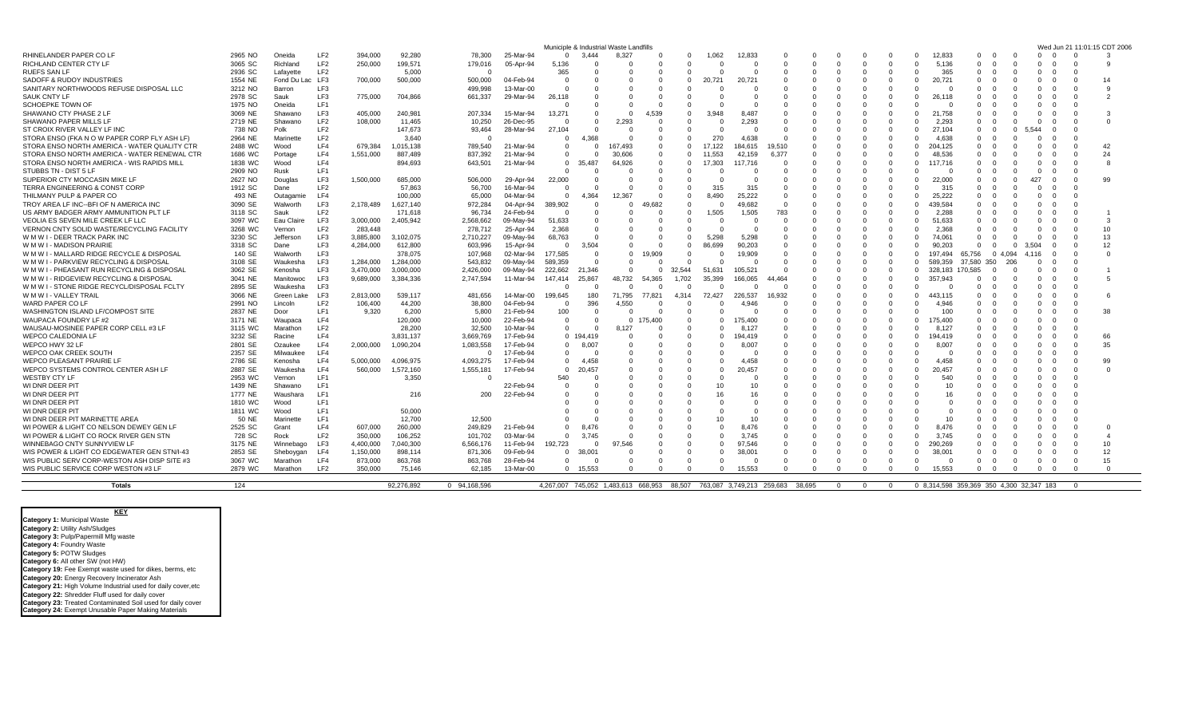Municipale & Industrial Waste Landfills

| | | | | | | | | | | | | | | | | | | | | | | | | | | | | | | |
|---|---|---|---|---|---|---|---|---|---|---|---|---|---|---|---|---|---|---|---|---|---|---|---|---|---|---|---|---|---|---|
| RHINELANDER PAPER CO LF | 2965 | NO | Oneida | LF2 | 394,000 | 92,280 | | 78,300 | 25-Mar-94 | 0 | 3,444 | 8,327 | 0 | 0 | 1,062 | 12,833 | 0 | 0 | 0 | 0 | 0 | 0 | 12,833 | 0 | 0 | 0 | 0 | 0 | 0 | 3 |
| RICHLAND CENTER CTY LF | 3065 | SC | Richland | LF2 | 250,000 | 199,571 | | 179,016 | 05-Apr-94 | 5,136 | 0 | 0 | 0 | 0 | 0 | 0 | 0 | 0 | 0 | 0 | 0 | 0 | 5,136 | 0 | 0 | 0 | 0 | 0 | 0 | 9 |
| RUEFS SAN LF | 2936 | SC | Lafayette | LF2 | | 5,000 | | 0 | | 365 | 0 | 0 | 0 | 0 | 0 | 0 | 0 | 0 | 0 | 0 | 0 | 0 | 365 | 0 | 0 | 0 | 0 | 0 | 0 | |
| SADOFF & RUDOY INDUSTRIES | 1554 | NE | Fond Du Lac | LF3 | 700,000 | 500,000 | | 500,000 | 04-Feb-94 | 0 | 0 | 0 | 0 | 0 | 20,721 | 20,721 | 0 | 0 | 0 | 0 | 0 | 0 | 20,721 | 0 | 0 | 0 | 0 | 0 | 0 | 14 |
| SANITARY NORTHWOODS REFUSE DISPOSAL LLC | 3212 | NO | Barron | LF3 | | | | 499,998 | 13-Mar-00 | 0 | 0 | 0 | 0 | 0 | 0 | 0 | 0 | 0 | 0 | 0 | 0 | 0 | 0 | 0 | 0 | 0 | 0 | 0 | 0 | 9 |
| SAUK CNTY LF | 2978 | SC | Sauk | LF3 | 775,000 | 704,866 | | 661,337 | 29-Mar-94 | 26,118 | 0 | 0 | 0 | 0 | 0 | 0 | 0 | 0 | 0 | 0 | 0 | 0 | 26,118 | 0 | 0 | 0 | 0 | 0 | 0 | 2 |
| SCHOEPKE TOWN OF | 1975 | NO | Oneida | LF1 | | | | | | 0 | 0 | 0 | 0 | 0 | 0 | 0 | 0 | 0 | 0 | 0 | 0 | 0 | 0 | 0 | 0 | 0 | 0 | 0 | 0 | |
| SHAWANO CTY PHASE 2 LF | 3069 | NE | Shawano | LF3 | 405,000 | 240,981 | | 207,334 | 15-Mar-94 | 13,271 | 0 | 0 | 4,539 | 0 | 3,948 | 8,487 | 0 | 0 | 0 | 0 | 0 | 0 | 21,758 | 0 | 0 | 0 | 0 | 0 | 0 | 3 |
| SHAWANO PAPER MILLS LF | 2719 | NE | Shawano | LF2 | 108,000 | 11,465 | | 10,250 | 26-Dec-95 | 0 | 0 | 2,293 | 0 | 0 | 0 | 2,293 | 0 | 0 | 0 | 0 | 0 | 0 | 2,293 | 0 | 0 | 0 | 0 | 0 | 0 | 0 |
| ST CROIX RIVER VALLEY LF INC | 738 | NO | Polk | LF2 | | 147,673 | | 93,464 | 28-Mar-94 | 27,104 | 0 | 0 | 0 | 0 | 0 | 0 | 0 | 0 | 0 | 0 | 0 | 0 | 27,104 | 0 | 0 | 0 | 5,544 | 0 | 0 | |
| STORA ENSO (FKA N O W PAPER CORP FLY ASH LF) | 2964 | NE | Marinette | LF2 | | 3,640 | | 0 | | 0 | 4,368 | 0 | 0 | 0 | 270 | 4,638 | 0 | 0 | 0 | 0 | 0 | 0 | 4,638 | 0 | 0 | 0 | 0 | 0 | 0 | |
| STORA ENSO NORTH AMERICA - WATER QUALITY CTR | 2488 | WC | Wood | LF4 | 679,384 | 1,015,138 | | 789,540 | 21-Mar-94 | 0 | 0 | 167,493 | 0 | 0 | 17,122 | 184,615 | 19,510 | 0 | 0 | 0 | 0 | 0 | 204,125 | 0 | 0 | 0 | 0 | 0 | 0 | 42 |
| STORA ENSO NORTH AMERICA - WATER RENEWAL CTR | 1686 | WC | Portage | LF4 | 1,551,000 | 887,489 | | 837,392 | 21-Mar-94 | 0 | 0 | 30,606 | 0 | 0 | 11,553 | 42,159 | 6,377 | 0 | 0 | 0 | 0 | 0 | 48,536 | 0 | 0 | 0 | 0 | 0 | 0 | 24 |
| STORA ENSO NORTH AMERICA - WIS RAPIDS MILL | 1838 | WC | Wood | LF4 | | 894,693 | | 643,501 | 21-Mar-94 | 0 | 35,487 | 64,926 | 0 | 0 | 17,303 | 117,716 | 0 | 0 | 0 | 0 | 0 | 0 | 117,716 | 0 | 0 | 0 | 0 | 0 | 0 | 8 |
| STUBBS TN - DIST 5 LF | 2909 | NO | Rusk | LF1 | | | | | | 0 | 0 | 0 | 0 | 0 | 0 | 0 | 0 | 0 | 0 | 0 | 0 | 0 | 0 | 0 | 0 | 0 | 0 | 0 | 0 | |
| SUPERIOR CTY MOCCASIN MIKE LF | 2627 | NO | Douglas | LF3 | 1,500,000 | 685,000 | | 506,000 | 29-Apr-94 | 22,000 | 0 | 0 | 0 | 0 | 0 | 0 | 0 | 0 | 0 | 0 | 0 | 0 | 22,000 | 0 | 0 | 0 | 427 | 0 | 0 | 99 |
| TERRA ENGINEERING & CONST CORP | 1912 | SC | Dane | LF2 | | 57,863 | | 56,700 | 16-Mar-94 | 0 | 0 | 0 | 0 | 0 | 315 | 315 | 0 | 0 | 0 | 0 | 0 | 0 | 315 | 0 | 0 | 0 | 0 | 0 | 0 | |
| THILMANY PULP & PAPER CO | 493 | NE | Outagamie | LF4 | | 100,000 | | 65,000 | 04-Mar-94 | 0 | 4,364 | 12,367 | 0 | 0 | 8,490 | 25,222 | 0 | 0 | 0 | 0 | 0 | 0 | 25,222 | 0 | 0 | 0 | 0 | 0 | 0 | |
| TROY AREA LF INC--BFI OF N AMERICA INC | 3090 | SE | Walworth | LF3 | 2,178,489 | 1,627,140 | | 972,284 | 04-Apr-94 | 389,902 | 0 | 0 | 49,682 | 0 | 0 | 49,682 | 0 | 0 | 0 | 0 | 0 | 0 | 439,584 | 0 | 0 | 0 | 0 | 0 | 0 | |
| US ARMY BADGER ARMY AMMUNITION PLT LF | 3118 | SC | Sauk | LF2 | | 171,618 | | 96,734 | 24-Feb-94 | 0 | 0 | 0 | 0 | 0 | 1,505 | 1,505 | 783 | 0 | 0 | 0 | 0 | 0 | 2,288 | 0 | 0 | 0 | 0 | 0 | 0 | |
| VEOLIA ES SEVEN MILE CREEK LF LLC | 3097 | WC | Eau Claire | LF3 | 3,000,000 | 2,405,942 | | 2,568,662 | 09-May-94 | 51,633 | 0 | 0 | 0 | 0 | 0 | 0 | 0 | 0 | 0 | 0 | 0 | 0 | 51,633 | 0 | 0 | 0 | 0 | 0 | 0 | 3 |
| VERNON CNTY SOLID WASTE/RECYCLING FACILITY | 3268 | WC | Vernon | LF2 | 283,448 | | | 278,712 | 25-Apr-94 | 2,368 | 0 | 0 | 0 | 0 | 0 | 0 | 0 | 0 | 0 | 0 | 0 | 0 | 2,368 | 0 | 0 | 0 | 0 | 0 | 0 | 10 |
| W M W I - DEER TRACK PARK INC | 3230 | SC | Jefferson | LF3 | 3,885,800 | 3,102,075 | | 2,710,227 | 09-May-94 | 68,763 | 0 | 0 | 0 | 0 | 5,298 | 5,298 | 0 | 0 | 0 | 0 | 0 | 0 | 74,061 | 0 | 0 | 0 | 0 | 0 | 0 | 13 |
| W M W I - MADISON PRAIRIE | 3318 | SC | Dane | LF3 | 4,284,800 | 612,800 | | 603,996 | 15-Apr-94 | 0 | 3,504 | 0 | 0 | 0 | 86,699 | 90,203 | 0 | 0 | 0 | 0 | 0 | 0 | 90,203 | 0 | 0 | 0 | 3,504 | 0 | 0 | 12 |
| W M W I - MALLARD RIDGE RECYCLE & DISPOSAL | 140 | SE | Walworth | LF3 | | 378,075 | | 107,968 | 02-Mar-94 | 177,585 | 0 | 0 | 19,909 | 0 | 0 | 19,909 | 0 | 0 | 0 | 0 | 0 | 0 | 197,494 | 65,756 | 0 | 4,094 | 4,116 | 0 | 0 | 0 |
| W M W I - PARKVIEW RECYCLING & DISPOSAL | 3108 | SE | Waukesha | LF3 | 1,284,000 | 1,284,000 | | 543,832 | 09-May-94 | 589,359 | 0 | 0 | 0 | 0 | 0 | 0 | 0 | 0 | 0 | 0 | 0 | 0 | 589,359 | 37,580 | 350 | 206 | 0 | 0 | 0 | |
| W M W I - PHEASANT RUN RECYCLING & DISPOSAL | 3062 | SE | Kenosha | LF3 | 3,470,000 | 3,000,000 | | 2,426,000 | 09-May-94 | 222,662 | 21,346 | 0 | 0 | 32,544 | 51,631 | 105,521 | 0 | 0 | 0 | 0 | 0 | 0 | 328,183 | 170,585 | 0 | 0 | 0 | 0 | 0 | 1 |
| W M W I - RIDGEVIEW RECYCLING & DISPOSAL | 3041 | NE | Manitowoc | LF3 | 9,689,000 | 3,384,336 | | 2,747,594 | 11-Mar-94 | 147,414 | 25,867 | 48,732 | 54,365 | 1,702 | 35,399 | 166,065 | 44,464 | 0 | 0 | 0 | 0 | 0 | 357,943 | 0 | 0 | 0 | 0 | 0 | 0 | 5 |
| W M W I - STONE RIDGE RECYCL/DISPOSAL FCLTY | 2895 | SE | Waukesha | LF3 | | | | 0 | | 0 | 0 | 0 | 0 | 0 | 0 | 0 | 0 | 0 | 0 | 0 | 0 | 0 | 0 | 0 | 0 | 0 | 0 | 0 | 0 | |
| W M W I - VALLEY TRAIL | 3066 | NE | Green Lake | LF3 | 2,813,000 | 539,117 | | 481,656 | 14-Mar-00 | 199,645 | 180 | 71,795 | 77,821 | 4,314 | 72,427 | 226,537 | 16,932 | 0 | 0 | 0 | 0 | 0 | 443,115 | 0 | 0 | 0 | 0 | 0 | 0 | 6 |
| WARD PAPER CO LF | 2991 | NO | Lincoln | LF2 | 106,400 | 44,200 | | 38,800 | 04-Feb-94 | 0 | 396 | 4,550 | 0 | 0 | 0 | 4,946 | 0 | 0 | 0 | 0 | 0 | 0 | 4,946 | 0 | 0 | 0 | 0 | 0 | 0 | |
| WASHINGTON ISLAND LF/COMPOST SITE | 2837 | NE | Door | LF1 | 9,320 | 6,200 | | 5,800 | 21-Feb-94 | 100 | 0 | 0 | 0 | 0 | 0 | 0 | 0 | 0 | 0 | 0 | 0 | 0 | 100 | 0 | 0 | 0 | 0 | 0 | 0 | 38 |
| WAUPACA FOUNDRY LF #2 | 3171 | NE | Waupaca | LF4 | | 120,000 | | 10,000 | 22-Feb-94 | 0 | 0 | 0 | 175,400 | 0 | 0 | 175,400 | 0 | 0 | 0 | 0 | 0 | 0 | 175,400 | 0 | 0 | 0 | 0 | 0 | 0 | |
| WAUSAU-MOSINEE PAPER CORP CELL #3 LF | 3115 | WC | Marathon | LF2 | | 28,200 | | 32,500 | 10-Mar-94 | 0 | 0 | 8,127 | 0 | 0 | 0 | 8,127 | 0 | 0 | 0 | 0 | 0 | 0 | 8,127 | 0 | 0 | 0 | 0 | 0 | 0 | |
| WEPCO CALEDONIA LF | 3232 | SE | Racine | LF4 | | 3,831,137 | | 3,669,769 | 17-Feb-94 | 0 | 194,419 | 0 | 0 | 0 | 0 | 194,419 | 0 | 0 | 0 | 0 | 0 | 0 | 194,419 | 0 | 0 | 0 | 0 | 0 | 0 | 66 |
| WEPCO HWY 32 LF | 2801 | SE | Ozaukee | LF4 | 2,000,000 | 1,090,204 | | 1,083,558 | 17-Feb-94 | 0 | 8,007 | 0 | 0 | 0 | 0 | 8,007 | 0 | 0 | 0 | 0 | 0 | 0 | 8,007 | 0 | 0 | 0 | 0 | 0 | 0 | 35 |
| WEPCO OAK CREEK SOUTH | 2357 | SE | Milwaukee | LF4 | | | | 0 | 17-Feb-94 | 0 | 0 | 0 | 0 | 0 | 0 | 0 | 0 | 0 | 0 | 0 | 0 | 0 | 0 | 0 | 0 | 0 | 0 | 0 | 0 | |
| WEPCO PLEASANT PRAIRIE LF | 2786 | SE | Kenosha | LF4 | 5,000,000 | 4,096,975 | | 4,093,275 | 17-Feb-94 | 0 | 4,458 | 0 | 0 | 0 | 0 | 4,458 | 0 | 0 | 0 | 0 | 0 | 0 | 4,458 | 0 | 0 | 0 | 0 | 0 | 0 | 99 |
| WEPCO SYSTEMS CONTROL CENTER ASH LF | 2887 | SE | Waukesha | LF4 | 560,000 | 1,572,160 | | 1,555,181 | 17-Feb-94 | 0 | 20,457 | 0 | 0 | 0 | 0 | 20,457 | 0 | 0 | 0 | 0 | 0 | 0 | 20,457 | 0 | 0 | 0 | 0 | 0 | 0 | 0 |
| WESTBY CTY LF | 2953 | WC | Vernon | LF1 | | 3,350 | | 0 | | 540 | 0 | 0 | 0 | 0 | 0 | 0 | 0 | 0 | 0 | 0 | 0 | 0 | 540 | 0 | 0 | 0 | 0 | 0 | 0 | |
| WI DNR DEER PIT | 1439 | NE | Shawano | LF1 | | | | | 22-Feb-94 | 0 | 0 | 0 | 0 | 0 | 10 | 10 | 0 | 0 | 0 | 0 | 0 | 0 | 10 | 0 | 0 | 0 | 0 | 0 | 0 | |
| WI DNR DEER PIT | 1777 | NE | Waushara | LF1 | | 216 | | 200 | 22-Feb-94 | 0 | 0 | 0 | 0 | 0 | 16 | 16 | 0 | 0 | 0 | 0 | 0 | 0 | 16 | 0 | 0 | 0 | 0 | 0 | 0 | |
| WI DNR DEER PIT | 1810 | WC | Wood | LF1 | | | | | | 0 | 0 | 0 | 0 | 0 | 0 | 0 | 0 | 0 | 0 | 0 | 0 | 0 | 0 | 0 | 0 | 0 | 0 | 0 | 0 | |
| WI DNR DEER PIT | 1811 | WC | Wood | LF1 | | 50,000 | | | | 0 | 0 | 0 | 0 | 0 | 0 | 0 | 0 | 0 | 0 | 0 | 0 | 0 | 0 | 0 | 0 | 0 | 0 | 0 | 0 | |
| WI DNR DEER PIT MARINETTE AREA | 50 | NE | Marinette | LF1 | | 12,700 | | 12,500 | | 0 | 0 | 0 | 0 | 0 | 10 | 10 | 0 | 0 | 0 | 0 | 0 | 0 | 10 | 0 | 0 | 0 | 0 | 0 | 0 | |
| WI POWER & LIGHT CO NELSON DEWEY GEN LF | 2525 | SC | Grant | LF4 | 607,000 | 260,000 | | 249,829 | 21-Feb-94 | 0 | 8,476 | 0 | 0 | 0 | 0 | 8,476 | 0 | 0 | 0 | 0 | 0 | 0 | 8,476 | 0 | 0 | 0 | 0 | 0 | 0 | 0 |
| WI POWER & LIGHT CO ROCK RIVER GEN STN | 728 | SC | Rock | LF2 | 350,000 | 106,252 | | 101,702 | 03-Mar-94 | 0 | 3,745 | 0 | 0 | 0 | 0 | 3,745 | 0 | 0 | 0 | 0 | 0 | 0 | 3,745 | 0 | 0 | 0 | 0 | 0 | 0 | 4 |
| WINNEBAGO CNTY SUNNYVIEW LF | 3175 | NE | Winnebago | LF3 | 4,400,000 | 7,040,300 | | 6,566,176 | 11-Feb-94 | 192,723 | 0 | 97,546 | 0 | 0 | 0 | 97,546 | 0 | 0 | 0 | 0 | 0 | 0 | 290,269 | 0 | 0 | 0 | 0 | 0 | 0 | 10 |
| WIS POWER & LIGHT CO EDGEWATER GEN STN/I-43 | 2853 | SE | Sheboygan | LF4 | 1,150,000 | 898,114 | | 871,306 | 09-Feb-94 | 0 | 38,001 | 0 | 0 | 0 | 0 | 38,001 | 0 | 0 | 0 | 0 | 0 | 0 | 38,001 | 0 | 0 | 0 | 0 | 0 | 0 | 12 |
| WIS PUBLIC SERV CORP-WESTON ASH DISP SITE #3 | 3067 | WC | Marathon | LF4 | 873,000 | 863,768 | | 863,768 | 28-Feb-94 | 0 | 0 | 0 | 0 | 0 | 0 | 0 | 0 | 0 | 0 | 0 | 0 | 0 | 0 | 0 | 0 | 0 | 0 | 0 | 0 | 15 |
| WIS PUBLIC SERVICE CORP WESTON #3 LF | 2879 | WC | Marathon | LF2 | 350,000 | 75,146 | | 62,185 | 13-Mar-00 | 0 | 15,553 | 0 | 0 | 0 | 0 | 15,553 | 0 | 0 | 0 | 0 | 0 | 0 | 15,553 | 0 | 0 | 0 | 0 | 0 | 0 | 0 |
| **Totals** | 124 | | | | | 92,276,892 | 0 | 94,168,596 | | 4,267,007 | 745,052 | 1,483,613 | 668,953 | 88,507 | 763,087 | 3,749,213 | 259,683 | 38,695 | 0 | 0 | 0 | 0 | 8,314,598 | 359,369 | 350 | 4,300 | 32,347 | 183 | 0 | |

**KEY**

**Category 1:** Municipal Waste
**Category 2:** Utility Ash/Sludges
**Category 3:** Pulp/Papermill Mfg waste
**Category 4:** Foundry Waste
**Category 5:** POTW Sludges
**Category 6:** All other SW (not HW)
**Category 19:** Fee Exempt waste used for dikes, berms, etc
**Category 20:** Energy Recovery Incinerator Ash
**Category 21:** High Volume Industrial used for daily cover,etc
**Category 22:** Shredder Fluff used for daily cover
**Category 23:** Treated Contaminated Soil used for daily cover
**Category 24:** Exempt Unusable Paper Making Materials